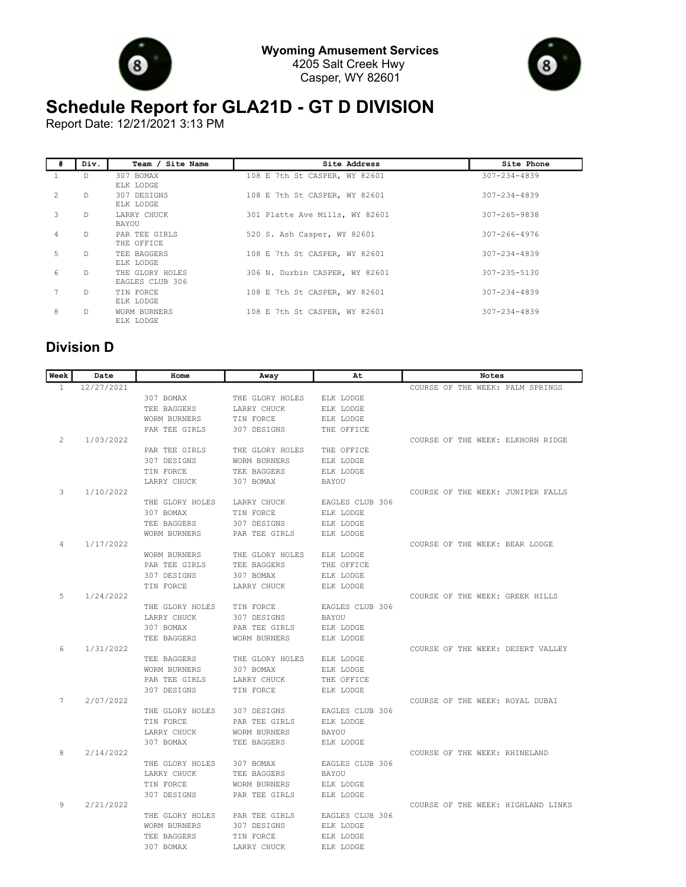**Wyoming Amusement Services**
4205 Salt Creek Hwy
Casper, WY 82601

# Schedule Report for GLA21D - GT D DIVISION

Report Date: 12/21/2021 3:13 PM

| # | Div. | Team / Site Name | Site Address | Site Phone |
|---|---|---|---|---|
| 1 | D | 307 BOMAX<br>ELK LODGE | 108 E 7th St CASPER, WY 82601 | 307-234-4839 |
| 2 | D | 307 DESIGNS<br>ELK LODGE | 108 E 7th St CASPER, WY 82601 | 307-234-4839 |
| 3 | D | LARRY CHUCK<br>BAYOU | 301 Platte Ave Mills, WY 82601 | 307-265-9838 |
| 4 | D | PAR TEE GIRLS<br>THE OFFICE | 520 S. Ash Casper, WY 82601 | 307-266-4976 |
| 5 | D | TEE BAGGERS<br>ELK LODGE | 108 E 7th St CASPER, WY 82601 | 307-234-4839 |
| 6 | D | THE GLORY HOLES<br>EAGLES CLUB 306 | 306 N. Durbin CASPER, WY 82601 | 307-235-5130 |
| 7 | D | TIN FORCE<br>ELK LODGE | 108 E 7th St CASPER, WY 82601 | 307-234-4839 |
| 8 | D | WORM BURNERS<br>ELK LODGE | 108 E 7th St CASPER, WY 82601 | 307-234-4839 |

## Division D

| Week | Date | Home | Away | At | Notes |
|---|---|---|---|---|---|
| 1 | 12/27/2021 | | | | COURSE OF THE WEEK: PALM SPRINGS |
| | | 307 BOMAX | THE GLORY HOLES | ELK LODGE | |
| | | TEE BAGGERS | LARRY CHUCK | ELK LODGE | |
| | | WORM BURNERS | TIN FORCE | ELK LODGE | |
| | | PAR TEE GIRLS | 307 DESIGNS | THE OFFICE | |
| 2 | 1/03/2022 | | | | COURSE OF THE WEEK: ELKHORN RIDGE |
| | | PAR TEE GIRLS | THE GLORY HOLES | THE OFFICE | |
| | | 307 DESIGNS | WORM BURNERS | ELK LODGE | |
| | | TIN FORCE | TEE BAGGERS | ELK LODGE | |
| | | LARRY CHUCK | 307 BOMAX | BAYOU | |
| 3 | 1/10/2022 | | | | COURSE OF THE WEEK: JUNIPER FALLS |
| | | THE GLORY HOLES | LARRY CHUCK | EAGLES CLUB 306 | |
| | | 307 BOMAX | TIN FORCE | ELK LODGE | |
| | | TEE BAGGERS | 307 DESIGNS | ELK LODGE | |
| | | WORM BURNERS | PAR TEE GIRLS | ELK LODGE | |
| 4 | 1/17/2022 | | | | COURSE OF THE WEEK: BEAR LODGE |
| | | WORM BURNERS | THE GLORY HOLES | ELK LODGE | |
| | | PAR TEE GIRLS | TEE BAGGERS | THE OFFICE | |
| | | 307 DESIGNS | 307 BOMAX | ELK LODGE | |
| | | TIN FORCE | LARRY CHUCK | ELK LODGE | |
| 5 | 1/24/2022 | | | | COURSE OF THE WEEK: GREEK HILLS |
| | | THE GLORY HOLES | TIN FORCE | EAGLES CLUB 306 | |
| | | LARRY CHUCK | 307 DESIGNS | BAYOU | |
| | | 307 BOMAX | PAR TEE GIRLS | ELK LODGE | |
| | | TEE BAGGERS | WORM BURNERS | ELK LODGE | |
| 6 | 1/31/2022 | | | | COURSE OF THE WEEK: DESERT VALLEY |
| | | TEE BAGGERS | THE GLORY HOLES | ELK LODGE | |
| | | WORM BURNERS | 307 BOMAX | ELK LODGE | |
| | | PAR TEE GIRLS | LARRY CHUCK | THE OFFICE | |
| | | 307 DESIGNS | TIN FORCE | ELK LODGE | |
| 7 | 2/07/2022 | | | | COURSE OF THE WEEK: ROYAL DUBAI |
| | | THE GLORY HOLES | 307 DESIGNS | EAGLES CLUB 306 | |
| | | TIN FORCE | PAR TEE GIRLS | ELK LODGE | |
| | | LARRY CHUCK | WORM BURNERS | BAYOU | |
| | | 307 BOMAX | TEE BAGGERS | ELK LODGE | |
| 8 | 2/14/2022 | | | | COURSE OF THE WEEK: RHINELAND |
| | | THE GLORY HOLES | 307 BOMAX | EAGLES CLUB 306 | |
| | | LARRY CHUCK | TEE BAGGERS | BAYOU | |
| | | TIN FORCE | WORM BURNERS | ELK LODGE | |
| | | 307 DESIGNS | PAR TEE GIRLS | ELK LODGE | |
| 9 | 2/21/2022 | | | | COURSE OF THE WEEK: HIGHLAND LINKS |
| | | THE GLORY HOLES | PAR TEE GIRLS | EAGLES CLUB 306 | |
| | | WORM BURNERS | 307 DESIGNS | ELK LODGE | |
| | | TEE BAGGERS | TIN FORCE | ELK LODGE | |
| | | 307 BOMAX | LARRY CHUCK | ELK LODGE | |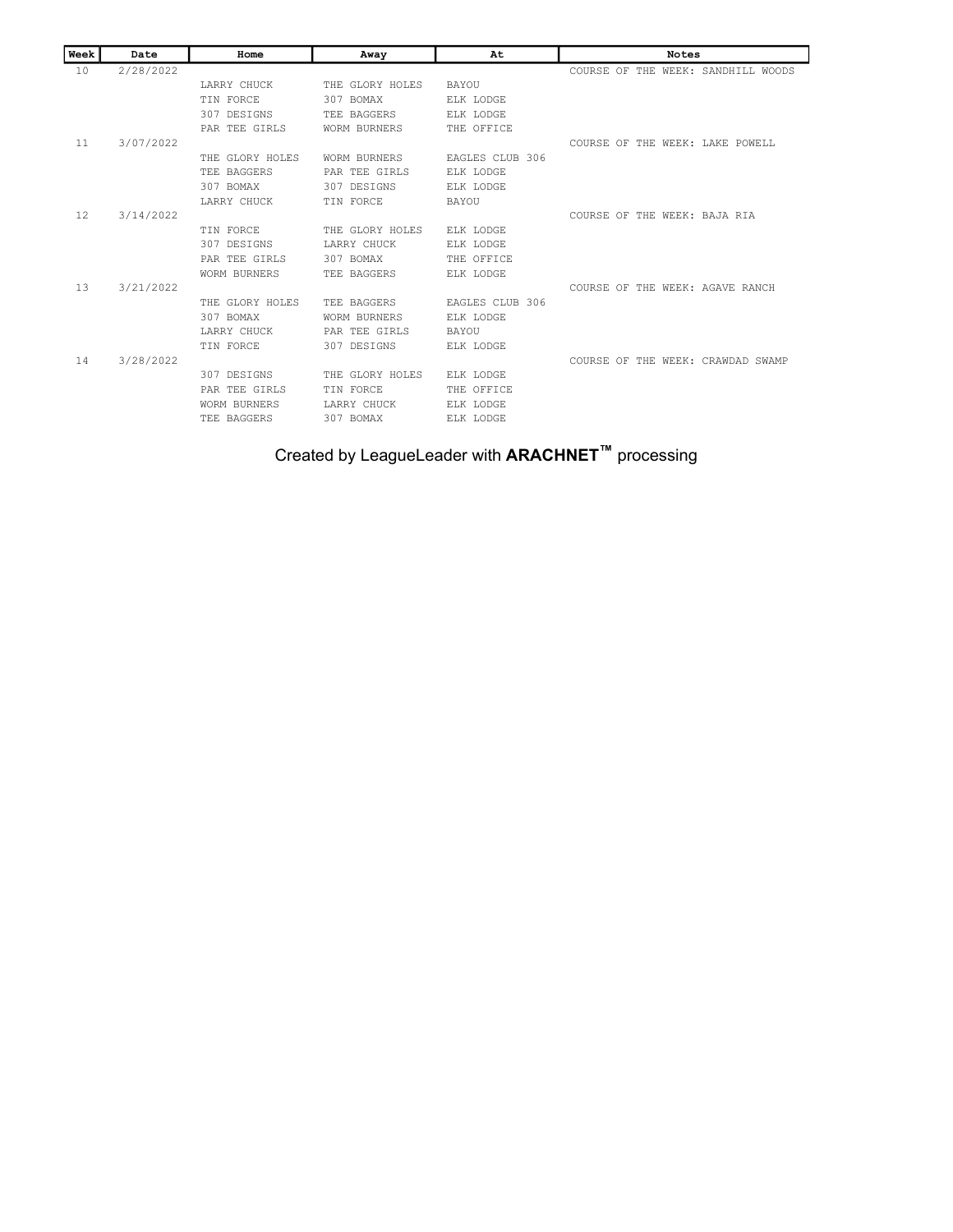| Week | Date | Home | Away | At | Notes |
| --- | --- | --- | --- | --- | --- |
| 10 | 2/28/2022 | | | | COURSE OF THE WEEK: SANDHILL WOODS |
| | | LARRY CHUCK | THE GLORY HOLES | BAYOU | |
| | | TIN FORCE | 307 BOMAX | ELK LODGE | |
| | | 307 DESIGNS | TEE BAGGERS | ELK LODGE | |
| | | PAR TEE GIRLS | WORM BURNERS | THE OFFICE | |
| 11 | 3/07/2022 | | | | COURSE OF THE WEEK: LAKE POWELL |
| | | THE GLORY HOLES | WORM BURNERS | EAGLES CLUB 306 | |
| | | TEE BAGGERS | PAR TEE GIRLS | ELK LODGE | |
| | | 307 BOMAX | 307 DESIGNS | ELK LODGE | |
| | | LARRY CHUCK | TIN FORCE | BAYOU | |
| 12 | 3/14/2022 | | | | COURSE OF THE WEEK: BAJA RIA |
| | | TIN FORCE | THE GLORY HOLES | ELK LODGE | |
| | | 307 DESIGNS | LARRY CHUCK | ELK LODGE | |
| | | PAR TEE GIRLS | 307 BOMAX | THE OFFICE | |
| | | WORM BURNERS | TEE BAGGERS | ELK LODGE | |
| 13 | 3/21/2022 | | | | COURSE OF THE WEEK: AGAVE RANCH |
| | | THE GLORY HOLES | TEE BAGGERS | EAGLES CLUB 306 | |
| | | 307 BOMAX | WORM BURNERS | ELK LODGE | |
| | | LARRY CHUCK | PAR TEE GIRLS | BAYOU | |
| | | TIN FORCE | 307 DESIGNS | ELK LODGE | |
| 14 | 3/28/2022 | | | | COURSE OF THE WEEK: CRAWDAD SWAMP |
| | | 307 DESIGNS | THE GLORY HOLES | ELK LODGE | |
| | | PAR TEE GIRLS | TIN FORCE | THE OFFICE | |
| | | WORM BURNERS | LARRY CHUCK | ELK LODGE | |
| | | TEE BAGGERS | 307 BOMAX | ELK LODGE | |

Created by LeagueLeader with **ARACHNET™** processing